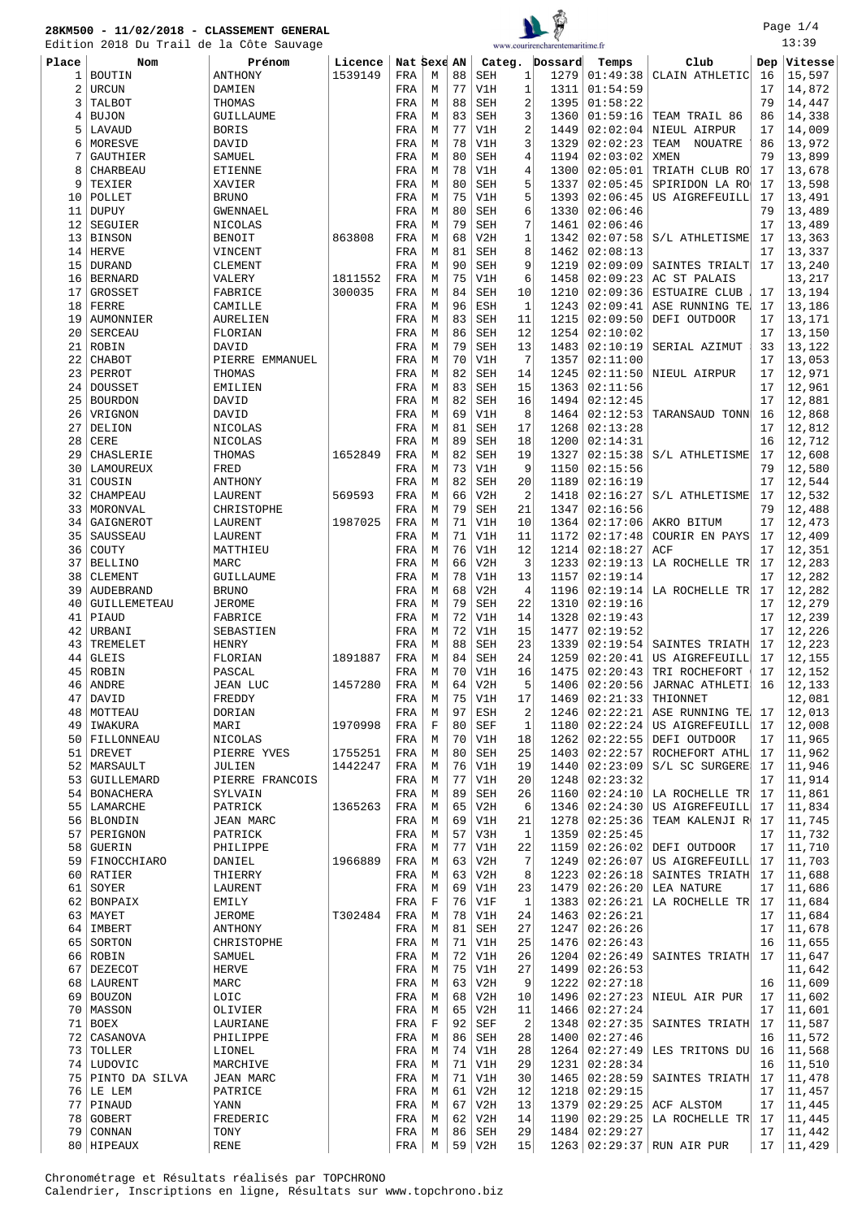# 28KM500 - 11/02/2018 - CLASSEMENT GENERAL

Edition 2018 Du Trail de la Côte Sauvage

www.courirencharentemaritime.fr

13:39

| Place | Nom | Prénom | Licence | Nat | Sexe | AN | Categ. | | Dossard | Temps | Club | Dep | Vitesse |
|---|---|---|---|---|---|---|---|---|---|---|---|---|---|
| 1 | BOUTIN | ANTHONY | 1539149 | FRA | M | 88 | SEH | 1 | 1279 | 01:49:38 | CLAIN ATHLETIC | 16 | 15,597 |
| 2 | URCUN | DAMIEN | | FRA | M | 77 | V1H | 1 | 1311 | 01:54:59 | | 17 | 14,872 |
| 3 | TALBOT | THOMAS | | FRA | M | 88 | SEH | 2 | 1395 | 01:58:22 | | 79 | 14,447 |
| 4 | BUJON | GUILLAUME | | FRA | M | 83 | SEH | 3 | 1360 | 01:59:16 | TEAM TRAIL 86 | 86 | 14,338 |
| 5 | LAVAUD | BORIS | | FRA | M | 77 | V1H | 2 | 1449 | 02:02:04 | NIEUL AIRPUR | 17 | 14,009 |
| 6 | MORESVE | DAVID | | FRA | M | 78 | V1H | 3 | 1329 | 02:02:23 | TEAM NOUATRE | 86 | 13,972 |
| 7 | GAUTHIER | SAMUEL | | FRA | M | 80 | SEH | 4 | 1194 | 02:03:02 | XMEN | 79 | 13,899 |
| 8 | CHARBEAU | ETIENNE | | FRA | M | 78 | V1H | 4 | 1300 | 02:05:01 | TRIATH CLUB RO | 17 | 13,678 |
| 9 | TEXIER | XAVIER | | FRA | M | 80 | SEH | 5 | 1337 | 02:05:45 | SPIRIDON LA RO | 17 | 13,598 |
| 10 | POLLET | BRUNO | | FRA | M | 75 | V1H | 5 | 1393 | 02:06:45 | US AIGREFEUILL | 17 | 13,491 |
| 11 | DUPUY | GWENNAEL | | FRA | M | 80 | SEH | 6 | 1330 | 02:06:46 | | 79 | 13,489 |
| 12 | SEGUIER | NICOLAS | | FRA | M | 79 | SEH | 7 | 1461 | 02:06:46 | | 17 | 13,489 |
| 13 | BINSON | BENOIT | 863808 | FRA | M | 68 | V2H | 1 | 1342 | 02:07:58 | S/L ATHLETISME | 17 | 13,363 |
| 14 | HERVE | VINCENT | | FRA | M | 81 | SEH | 8 | 1462 | 02:08:13 | | 17 | 13,337 |
| 15 | DURAND | CLEMENT | | FRA | M | 90 | SEH | 9 | 1219 | 02:09:09 | SAINTES TRIALT | 17 | 13,240 |
| 16 | BERNARD | VALERY | 1811552 | FRA | M | 75 | V1H | 6 | 1458 | 02:09:23 | AC ST PALAIS | | 13,217 |
| 17 | GROSSET | FABRICE | 300035 | FRA | M | 84 | SEH | 10 | 1210 | 02:09:36 | ESTUAIRE CLUB | 17 | 13,194 |
| 18 | FERRE | CAMILLE | | FRA | M | 96 | ESH | 1 | 1243 | 02:09:41 | ASE RUNNING TE | 17 | 13,186 |
| 19 | AUMONNIER | AURELIEN | | FRA | M | 83 | SEH | 11 | 1215 | 02:09:50 | DEFI OUTDOOR | 17 | 13,171 |
| 20 | SERCEAU | FLORIAN | | FRA | M | 86 | SEH | 12 | 1254 | 02:10:02 | | 17 | 13,150 |
| 21 | ROBIN | DAVID | | FRA | M | 79 | SEH | 13 | 1483 | 02:10:19 | SERIAL AZIMUT | 33 | 13,122 |
| 22 | CHABOT | PIERRE EMMANUEL | | FRA | M | 70 | V1H | 7 | 1357 | 02:11:00 | | 17 | 13,053 |
| 23 | PERROT | THOMAS | | FRA | M | 82 | SEH | 14 | 1245 | 02:11:50 | NIEUL AIRPUR | 17 | 12,971 |
| 24 | DOUSSET | EMILIEN | | FRA | M | 83 | SEH | 15 | 1363 | 02:11:56 | | 17 | 12,961 |
| 25 | BOURDON | DAVID | | FRA | M | 82 | SEH | 16 | 1494 | 02:12:45 | | 17 | 12,881 |
| 26 | VRIGNON | DAVID | | FRA | M | 69 | V1H | 8 | 1464 | 02:12:53 | TARANSAUD TONN | 16 | 12,868 |
| 27 | DELION | NICOLAS | | FRA | M | 81 | SEH | 17 | 1268 | 02:13:28 | | 17 | 12,812 |
| 28 | CERE | NICOLAS | | FRA | M | 89 | SEH | 18 | 1200 | 02:14:31 | | 16 | 12,712 |
| 29 | CHASLERIE | THOMAS | 1652849 | FRA | M | 82 | SEH | 19 | 1327 | 02:15:38 | S/L ATHLETISME | 17 | 12,608 |
| 30 | LAMOUREUX | FRED | | FRA | M | 73 | V1H | 9 | 1150 | 02:15:56 | | 79 | 12,580 |
| 31 | COUSIN | ANTHONY | | FRA | M | 82 | SEH | 20 | 1189 | 02:16:19 | | 17 | 12,544 |
| 32 | CHAMPEAU | LAURENT | 569593 | FRA | M | 66 | V2H | 2 | 1418 | 02:16:27 | S/L ATHLETISME | 17 | 12,532 |
| 33 | MORONVAL | CHRISTOPHE | | FRA | M | 79 | SEH | 21 | 1347 | 02:16:56 | | 79 | 12,488 |
| 34 | GAIGNEROT | LAURENT | 1987025 | FRA | M | 71 | V1H | 10 | 1364 | 02:17:06 | AKRO BITUM | 17 | 12,473 |
| 35 | SAUSSEAU | LAURENT | | FRA | M | 71 | V1H | 11 | 1172 | 02:17:48 | COURIR EN PAYS | 17 | 12,409 |
| 36 | COUTY | MATTHIEU | | FRA | M | 76 | V1H | 12 | 1214 | 02:18:27 | ACF | 17 | 12,351 |
| 37 | BELLINO | MARC | | FRA | M | 66 | V2H | 3 | 1233 | 02:19:13 | LA ROCHELLE TR | 17 | 12,283 |
| 38 | CLEMENT | GUILLAUME | | FRA | M | 78 | V1H | 13 | 1157 | 02:19:14 | | 17 | 12,282 |
| 39 | AUDEBRAND | BRUNO | | FRA | M | 68 | V2H | 4 | 1196 | 02:19:14 | LA ROCHELLE TR | 17 | 12,282 |
| 40 | GUILLEMETEAU | JEROME | | FRA | M | 79 | SEH | 22 | 1310 | 02:19:16 | | 17 | 12,279 |
| 41 | PIAUD | FABRICE | | FRA | M | 72 | V1H | 14 | 1328 | 02:19:43 | | 17 | 12,239 |
| 42 | URBANI | SEBASTIEN | | FRA | M | 72 | V1H | 15 | 1477 | 02:19:52 | | 17 | 12,226 |
| 43 | TREMELET | HENRY | | FRA | M | 88 | SEH | 23 | 1339 | 02:19:54 | SAINTES TRIATH | 17 | 12,223 |
| 44 | GLEIS | FLORIAN | 1891887 | FRA | M | 84 | SEH | 24 | 1259 | 02:20:41 | US AIGREFEUILL | 17 | 12,155 |
| 45 | ROBIN | PASCAL | | FRA | M | 70 | V1H | 16 | 1475 | 02:20:43 | TRI ROCHEFORT | 17 | 12,152 |
| 46 | ANDRE | JEAN LUC | 1457280 | FRA | M | 64 | V2H | 5 | 1406 | 02:20:56 | JARNAC ATHLETI | 16 | 12,133 |
| 47 | DAVID | FREDDY | | FRA | M | 75 | V1H | 17 | 1469 | 02:21:33 | THIONNET | | 12,081 |
| 48 | MOTTEAU | DORIAN | | FRA | M | 97 | ESH | 2 | 1246 | 02:22:21 | ASE RUNNING TE | 17 | 12,013 |
| 49 | IWAKURA | MARI | 1970998 | FRA | F | 80 | SEF | 1 | 1180 | 02:22:24 | US AIGREFEUILL | 17 | 12,008 |
| 50 | FILLONNEAU | NICOLAS | | FRA | M | 70 | V1H | 18 | 1262 | 02:22:55 | DEFI OUTDOOR | 17 | 11,965 |
| 51 | DREVET | PIERRE YVES | 1755251 | FRA | M | 80 | SEH | 25 | 1403 | 02:22:57 | ROCHEFORT ATHL | 17 | 11,962 |
| 52 | MARSAULT | JULIEN | 1442247 | FRA | M | 76 | V1H | 19 | 1440 | 02:23:09 | S/L SC SURGERE | 17 | 11,946 |
| 53 | GUILLEMARD | PIERRE FRANCOIS | | FRA | M | 77 | V1H | 20 | 1248 | 02:23:32 | | 17 | 11,914 |
| 54 | BONACHERA | SYLVAIN | | FRA | M | 89 | SEH | 26 | 1160 | 02:24:10 | LA ROCHELLE TR | 17 | 11,861 |
| 55 | LAMARCHE | PATRICK | 1365263 | FRA | M | 65 | V2H | 6 | 1346 | 02:24:30 | US AIGREFEUILL | 17 | 11,834 |
| 56 | BLONDIN | JEAN MARC | | FRA | M | 69 | V1H | 21 | 1278 | 02:25:36 | TEAM KALENJI R | 17 | 11,745 |
| 57 | PERIGNON | PATRICK | | FRA | M | 57 | V3H | 1 | 1359 | 02:25:45 | | 17 | 11,732 |
| 58 | GUERIN | PHILIPPE | | FRA | M | 77 | V1H | 22 | 1159 | 02:26:02 | DEFI OUTDOOR | 17 | 11,710 |
| 59 | FINOCCHIARO | DANIEL | 1966889 | FRA | M | 63 | V2H | 7 | 1249 | 02:26:07 | US AIGREFEUILL | 17 | 11,703 |
| 60 | RATIER | THIERRY | | FRA | M | 63 | V2H | 8 | 1223 | 02:26:18 | SAINTES TRIATH | 17 | 11,688 |
| 61 | SOYER | LAURENT | | FRA | M | 69 | V1H | 23 | 1479 | 02:26:20 | LEA NATURE | 17 | 11,686 |
| 62 | BONPAIX | EMILY | | FRA | F | 76 | V1F | 1 | 1383 | 02:26:21 | LA ROCHELLE TR | 17 | 11,684 |
| 63 | MAYET | JEROME | T302484 | FRA | M | 78 | V1H | 24 | 1463 | 02:26:21 | | 17 | 11,684 |
| 64 | IMBERT | ANTHONY | | FRA | M | 81 | SEH | 27 | 1247 | 02:26:26 | | 17 | 11,678 |
| 65 | SORTON | CHRISTOPHE | | FRA | M | 71 | V1H | 25 | 1476 | 02:26:43 | | 16 | 11,655 |
| 66 | ROBIN | SAMUEL | | FRA | M | 72 | V1H | 26 | 1204 | 02:26:49 | SAINTES TRIATH | 17 | 11,647 |
| 67 | DEZECOT | HERVE | | FRA | M | 75 | V1H | 27 | 1499 | 02:26:53 | | | 11,642 |
| 68 | LAURENT | MARC | | FRA | M | 63 | V2H | 9 | 1222 | 02:27:18 | | 16 | 11,609 |
| 69 | BOUZON | LOIC | | FRA | M | 68 | V2H | 10 | 1496 | 02:27:23 | NIEUL AIR PUR | 17 | 11,602 |
| 70 | MASSON | OLIVIER | | FRA | M | 65 | V2H | 11 | 1466 | 02:27:24 | | 17 | 11,601 |
| 71 | BOEX | LAURIANE | | FRA | F | 92 | SEF | 2 | 1348 | 02:27:35 | SAINTES TRIATH | 17 | 11,587 |
| 72 | CASANOVA | PHILIPPE | | FRA | M | 86 | SEH | 28 | 1400 | 02:27:46 | | 16 | 11,572 |
| 73 | TOLLER | LIONEL | | FRA | M | 74 | V1H | 28 | 1264 | 02:27:49 | LES TRITONS DU | 16 | 11,568 |
| 74 | LUDOVIC | MARCHIVE | | FRA | M | 71 | V1H | 29 | 1231 | 02:28:34 | | 16 | 11,510 |
| 75 | PINTO DA SILVA | JEAN MARC | | FRA | M | 71 | V1H | 30 | 1465 | 02:28:59 | SAINTES TRIATH | 17 | 11,478 |
| 76 | LE LEM | PATRICE | | FRA | M | 61 | V2H | 12 | 1218 | 02:29:15 | | 17 | 11,457 |
| 77 | PINAUD | YANN | | FRA | M | 67 | V2H | 13 | 1379 | 02:29:25 | ACF ALSTOM | 17 | 11,445 |
| 78 | GOBERT | FREDERIC | | FRA | M | 62 | V2H | 14 | 1190 | 02:29:25 | LA ROCHELLE TR | 17 | 11,445 |
| 79 | CONNAN | TONY | | FRA | M | 86 | SEH | 29 | 1484 | 02:29:27 | | 17 | 11,442 |
| 80 | HIPEAUX | RENE | | FRA | M | 59 | V2H | 15 | 1263 | 02:29:37 | RUN AIR PUR | 17 | 11,429 |

Chronométrage et Résultats réalisés par TOPCHRONO
Calendrier, Inscriptions en ligne, Résultats sur www.topchrono.biz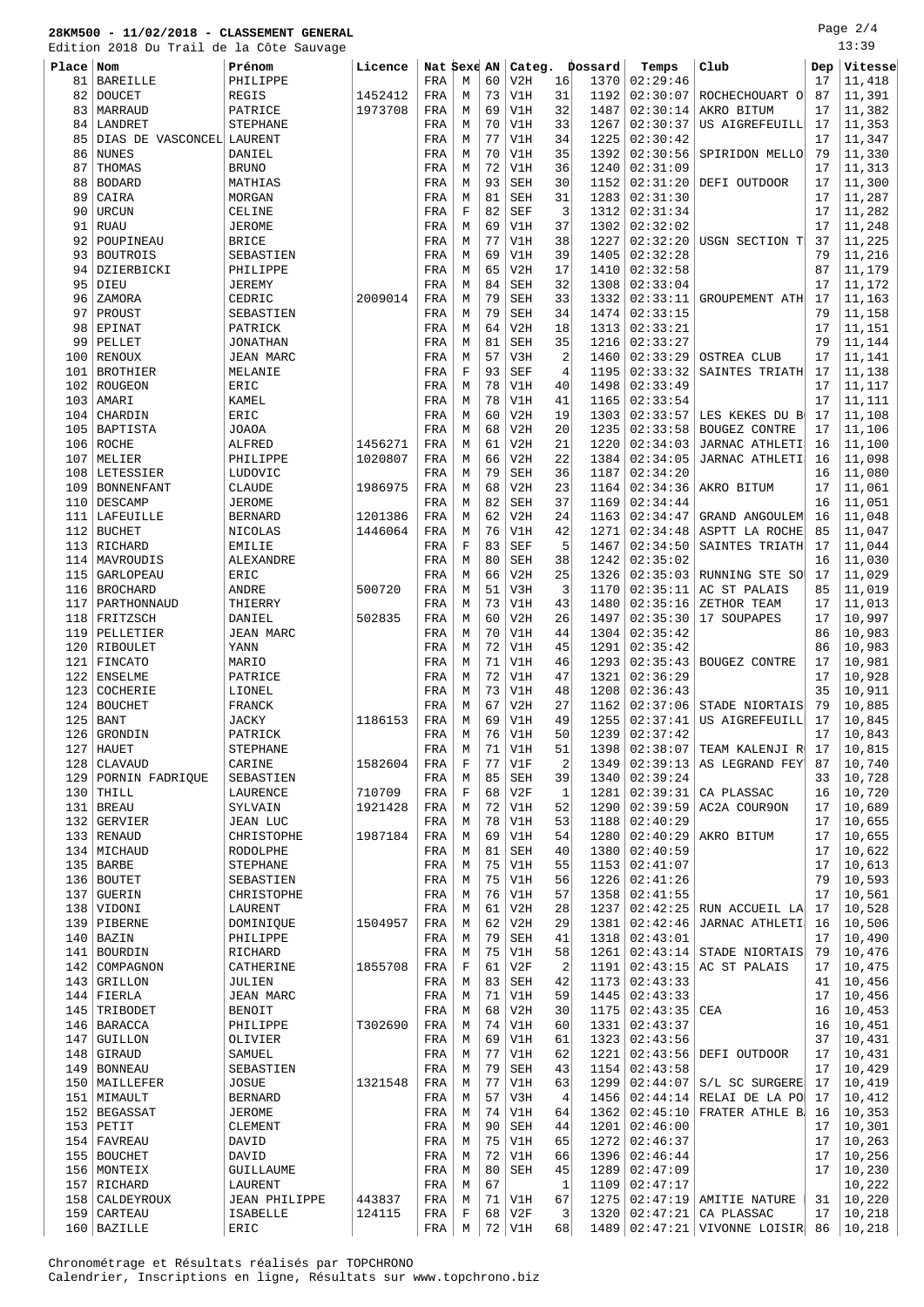# 28KM500 - 11/02/2018 - CLASSEMENT GENERAL

Edition 2018 Du Trail de la Côte Sauvage

| Place | Nom | Prénom | Licence | Nat | Sexe | AN | Categ. | | Dossard | Temps | Club | Dep | Vitesse |
|---|---|---|---|---|---|---|---|---|---|---|---|---|---|
| 81 | BAREILLE | PHILIPPE | | FRA | M | 60 | V2H | 16 | 1370 | 02:29:46 | | 17 | 11,418 |
| 82 | DOUCET | REGIS | 1452412 | FRA | M | 73 | V1H | 31 | 1192 | 02:30:07 | ROCHECHOUART O | 87 | 11,391 |
| 83 | MARRAUD | PATRICE | 1973708 | FRA | M | 69 | V1H | 32 | 1487 | 02:30:14 | AKRO BITUM | 17 | 11,382 |
| 84 | LANDRET | STEPHANE | | FRA | M | 70 | V1H | 33 | 1267 | 02:30:37 | US AIGREFEUILL | 17 | 11,353 |
| 85 | DIAS DE VASCONCEL | LAURENT | | FRA | M | 77 | V1H | 34 | 1225 | 02:30:42 | | 17 | 11,347 |
| 86 | NUNES | DANIEL | | FRA | M | 70 | V1H | 35 | 1392 | 02:30:56 | SPIRIDON MELLO | 79 | 11,330 |
| 87 | THOMAS | BRUNO | | FRA | M | 72 | V1H | 36 | 1240 | 02:31:09 | | 17 | 11,313 |
| 88 | BODARD | MATHIAS | | FRA | M | 93 | SEH | 30 | 1152 | 02:31:20 | DEFI OUTDOOR | 17 | 11,300 |
| 89 | CAIRA | MORGAN | | FRA | M | 81 | SEH | 31 | 1283 | 02:31:30 | | 17 | 11,287 |
| 90 | URCUN | CELINE | | FRA | F | 82 | SEF | 3 | 1312 | 02:31:34 | | 17 | 11,282 |
| 91 | RUAU | JEROME | | FRA | M | 69 | V1H | 37 | 1302 | 02:32:02 | | 17 | 11,248 |
| 92 | POUPINEAU | BRICE | | FRA | M | 77 | V1H | 38 | 1227 | 02:32:20 | USGN SECTION T | 37 | 11,225 |
| 93 | BOUTROIS | SEBASTIEN | | FRA | M | 69 | V1H | 39 | 1405 | 02:32:28 | | 79 | 11,216 |
| 94 | DZIERBICKI | PHILIPPE | | FRA | M | 65 | V2H | 17 | 1410 | 02:32:58 | | 87 | 11,179 |
| 95 | DIEU | JEREMY | | FRA | M | 84 | SEH | 32 | 1308 | 02:33:04 | | 17 | 11,172 |
| 96 | ZAMORA | CEDRIC | 2009014 | FRA | M | 79 | SEH | 33 | 1332 | 02:33:11 | GROUPEMENT ATH | 17 | 11,163 |
| 97 | PROUST | SEBASTIEN | | FRA | M | 79 | SEH | 34 | 1474 | 02:33:15 | | 79 | 11,158 |
| 98 | EPINAT | PATRICK | | FRA | M | 64 | V2H | 18 | 1313 | 02:33:21 | | 17 | 11,151 |
| 99 | PELLET | JONATHAN | | FRA | M | 81 | SEH | 35 | 1216 | 02:33:27 | | 79 | 11,144 |
| 100 | RENOUX | JEAN MARC | | FRA | M | 57 | V3H | 2 | 1460 | 02:33:29 | OSTREA CLUB | 17 | 11,141 |
| 101 | BROTHIER | MELANIE | | FRA | F | 93 | SEF | 4 | 1195 | 02:33:32 | SAINTES TRIATH | 17 | 11,138 |
| 102 | ROUGEON | ERIC | | FRA | M | 78 | V1H | 40 | 1498 | 02:33:49 | | 17 | 11,117 |
| 103 | AMARI | KAMEL | | FRA | M | 78 | V1H | 41 | 1165 | 02:33:54 | | 17 | 11,111 |
| 104 | CHARDIN | ERIC | | FRA | M | 60 | V2H | 19 | 1303 | 02:33:57 | LES KEKES DU B | 17 | 11,108 |
| 105 | BAPTISTA | JOAOA | | FRA | M | 68 | V2H | 20 | 1235 | 02:33:58 | BOUGEZ CONTRE | 17 | 11,106 |
| 106 | ROCHE | ALFRED | 1456271 | FRA | M | 61 | V2H | 21 | 1220 | 02:34:03 | JARNAC ATHLETI | 16 | 11,100 |
| 107 | MELIER | PHILIPPE | 1020807 | FRA | M | 66 | V2H | 22 | 1384 | 02:34:05 | JARNAC ATHLETI | 16 | 11,098 |
| 108 | LETESSIER | LUDOVIC | | FRA | M | 79 | SEH | 36 | 1187 | 02:34:20 | | 16 | 11,080 |
| 109 | BONNENFANT | CLAUDE | 1986975 | FRA | M | 68 | V2H | 23 | 1164 | 02:34:36 | AKRO BITUM | 17 | 11,061 |
| 110 | DESCAMP | JEROME | | FRA | M | 82 | SEH | 37 | 1169 | 02:34:44 | | 16 | 11,051 |
| 111 | LAFEUILLE | BERNARD | 1201386 | FRA | M | 62 | V2H | 24 | 1163 | 02:34:47 | GRAND ANGOULEM | 16 | 11,048 |
| 112 | BUCHET | NICOLAS | 1446064 | FRA | M | 76 | V1H | 42 | 1271 | 02:34:48 | ASPTT LA ROCHE | 85 | 11,047 |
| 113 | RICHARD | EMILIE | | FRA | F | 83 | SEF | 5 | 1467 | 02:34:50 | SAINTES TRIATH | 17 | 11,044 |
| 114 | MAVROUDIS | ALEXANDRE | | FRA | M | 80 | SEH | 38 | 1242 | 02:35:02 | | 16 | 11,030 |
| 115 | GARLOPEAU | ERIC | | FRA | M | 66 | V2H | 25 | 1326 | 02:35:03 | RUNNING STE SO | 17 | 11,029 |
| 116 | BROCHARD | ANDRE | 500720 | FRA | M | 51 | V3H | 3 | 1170 | 02:35:11 | AC ST PALAIS | 85 | 11,019 |
| 117 | PARTHONNAUD | THIERRY | | FRA | M | 73 | V1H | 43 | 1480 | 02:35:16 | ZETHOR TEAM | 17 | 11,013 |
| 118 | FRITZSCH | DANIEL | 502835 | FRA | M | 60 | V2H | 26 | 1497 | 02:35:30 | 17 SOUPAPES | 17 | 10,997 |
| 119 | PELLETIER | JEAN MARC | | FRA | M | 70 | V1H | 44 | 1304 | 02:35:42 | | 86 | 10,983 |
| 120 | RIBOULET | YANN | | FRA | M | 72 | V1H | 45 | 1291 | 02:35:42 | | 86 | 10,983 |
| 121 | FINCATO | MARIO | | FRA | M | 71 | V1H | 46 | 1293 | 02:35:43 | BOUGEZ CONTRE | 17 | 10,981 |
| 122 | ENSELME | PATRICE | | FRA | M | 72 | V1H | 47 | 1321 | 02:36:29 | | 17 | 10,928 |
| 123 | COCHERIE | LIONEL | | FRA | M | 73 | V1H | 48 | 1208 | 02:36:43 | | 35 | 10,911 |
| 124 | BOUCHET | FRANCK | | FRA | M | 67 | V2H | 27 | 1162 | 02:37:06 | STADE NIORTAIS | 79 | 10,885 |
| 125 | BANT | JACKY | 1186153 | FRA | M | 69 | V1H | 49 | 1255 | 02:37:41 | US AIGREFEUILL | 17 | 10,845 |
| 126 | GRONDIN | PATRICK | | FRA | M | 76 | V1H | 50 | 1239 | 02:37:42 | | 17 | 10,843 |
| 127 | HAUET | STEPHANE | | FRA | M | 71 | V1H | 51 | 1398 | 02:38:07 | TEAM KALENJI R | 17 | 10,815 |
| 128 | CLAVAUD | CARINE | 1582604 | FRA | F | 77 | V1F | 2 | 1349 | 02:39:13 | AS LEGRAND FEY | 87 | 10,740 |
| 129 | PORNIN FADRIQUE | SEBASTIEN | | FRA | M | 85 | SEH | 39 | 1340 | 02:39:24 | | 33 | 10,728 |
| 130 | THILL | LAURENCE | 710709 | FRA | F | 68 | V2F | 1 | 1281 | 02:39:31 | CA PLASSAC | 16 | 10,720 |
| 131 | BREAU | SYLVAIN | 1921428 | FRA | M | 72 | V1H | 52 | 1290 | 02:39:59 | AC2A COUR9ON | 17 | 10,689 |
| 132 | GERVIER | JEAN LUC | | FRA | M | 78 | V1H | 53 | 1188 | 02:40:29 | | 17 | 10,655 |
| 133 | RENAUD | CHRISTOPHE | 1987184 | FRA | M | 69 | V1H | 54 | 1280 | 02:40:29 | AKRO BITUM | 17 | 10,655 |
| 134 | MICHAUD | RODOLPHE | | FRA | M | 81 | SEH | 40 | 1380 | 02:40:59 | | 17 | 10,622 |
| 135 | BARBE | STEPHANE | | FRA | M | 75 | V1H | 55 | 1153 | 02:41:07 | | 17 | 10,613 |
| 136 | BOUTET | SEBASTIEN | | FRA | M | 75 | V1H | 56 | 1226 | 02:41:26 | | 79 | 10,593 |
| 137 | GUERIN | CHRISTOPHE | | FRA | M | 76 | V1H | 57 | 1358 | 02:41:55 | | 17 | 10,561 |
| 138 | VIDONI | LAURENT | | FRA | M | 61 | V2H | 28 | 1237 | 02:42:25 | RUN ACCUEIL LA | 17 | 10,528 |
| 139 | PIBERNE | DOMINIQUE | 1504957 | FRA | M | 62 | V2H | 29 | 1381 | 02:42:46 | JARNAC ATHLETI | 16 | 10,506 |
| 140 | BAZIN | PHILIPPE | | FRA | M | 79 | SEH | 41 | 1318 | 02:43:01 | | 17 | 10,490 |
| 141 | BOURDIN | RICHARD | | FRA | M | 75 | V1H | 58 | 1261 | 02:43:14 | STADE NIORTAIS | 79 | 10,476 |
| 142 | COMPAGNON | CATHERINE | 1855708 | FRA | F | 61 | V2F | 2 | 1191 | 02:43:15 | AC ST PALAIS | 17 | 10,475 |
| 143 | GRILLON | JULIEN | | FRA | M | 83 | SEH | 42 | 1173 | 02:43:33 | | 41 | 10,456 |
| 144 | FIERLA | JEAN MARC | | FRA | M | 71 | V1H | 59 | 1445 | 02:43:33 | | 17 | 10,456 |
| 145 | TRIBODET | BENOIT | | FRA | M | 68 | V2H | 30 | 1175 | 02:43:35 | CEA | 16 | 10,453 |
| 146 | BARACCA | PHILIPPE | T302690 | FRA | M | 74 | V1H | 60 | 1331 | 02:43:37 | | 16 | 10,451 |
| 147 | GUILLON | OLIVIER | | FRA | M | 69 | V1H | 61 | 1323 | 02:43:56 | | 37 | 10,431 |
| 148 | GIRAUD | SAMUEL | | FRA | M | 77 | V1H | 62 | 1221 | 02:43:56 | DEFI OUTDOOR | 17 | 10,431 |
| 149 | BONNEAU | SEBASTIEN | | FRA | M | 79 | SEH | 43 | 1154 | 02:43:58 | | 17 | 10,429 |
| 150 | MAILLEFER | JOSUE | 1321548 | FRA | M | 77 | V1H | 63 | 1299 | 02:44:07 | S/L SC SURGERE | 17 | 10,419 |
| 151 | MIMAULT | BERNARD | | FRA | M | 57 | V3H | 4 | 1456 | 02:44:14 | RELAI DE LA PO | 17 | 10,412 |
| 152 | BEGASSAT | JEROME | | FRA | M | 74 | V1H | 64 | 1362 | 02:45:10 | FRATER ATHLE B | 16 | 10,353 |
| 153 | PETIT | CLEMENT | | FRA | M | 90 | SEH | 44 | 1201 | 02:46:00 | | 17 | 10,301 |
| 154 | FAVREAU | DAVID | | FRA | M | 75 | V1H | 65 | 1272 | 02:46:37 | | 17 | 10,263 |
| 155 | BOUCHET | DAVID | | FRA | M | 72 | V1H | 66 | 1396 | 02:46:44 | | 17 | 10,256 |
| 156 | MONTEIX | GUILLAUME | | FRA | M | 80 | SEH | 45 | 1289 | 02:47:09 | | 17 | 10,230 |
| 157 | RICHARD | LAURENT | | FRA | M | 67 | | 1 | 1109 | 02:47:17 | | | 10,222 |
| 158 | CALDEYROUX | JEAN PHILIPPE | 443837 | FRA | M | 71 | V1H | 67 | 1275 | 02:47:19 | AMITIE NATURE | 31 | 10,220 |
| 159 | CARTEAU | ISABELLE | 124115 | FRA | F | 68 | V2F | 3 | 1320 | 02:47:21 | CA PLASSAC | 17 | 10,218 |
| 160 | BAZILLE | ERIC | | FRA | M | 72 | V1H | 68 | 1489 | 02:47:21 | VIVONNE LOISIR | 86 | 10,218 |

Chronométrage et Résultats réalisés par TOPCHRONO
Calendrier, Inscriptions en ligne, Résultats sur www.topchrono.biz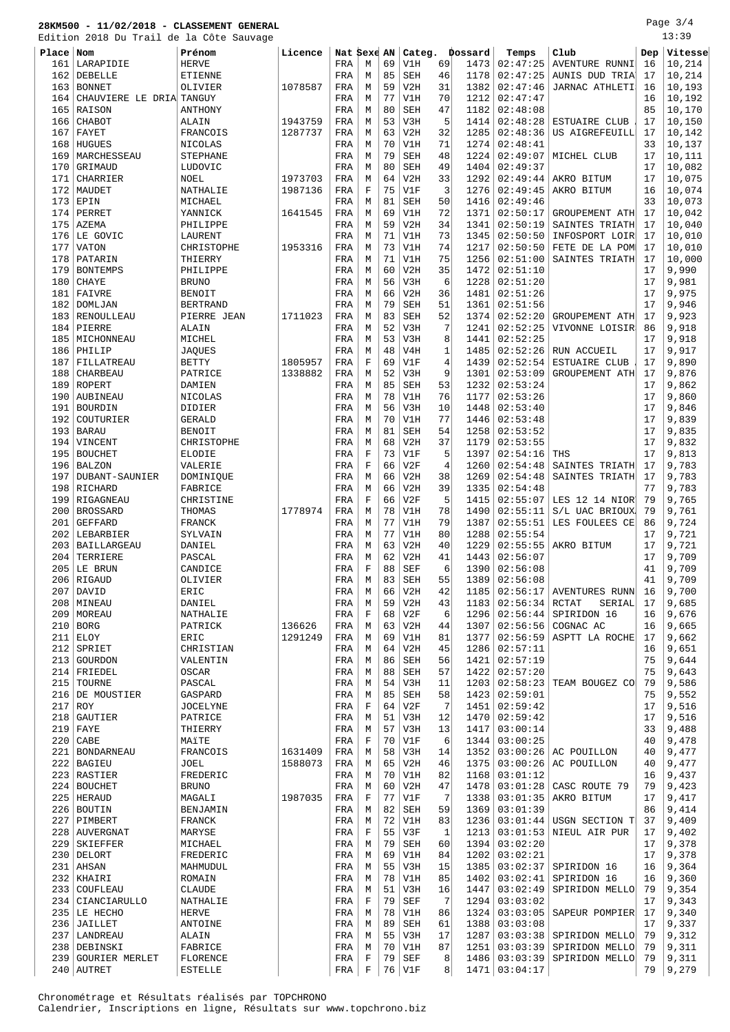**28KM500 - 11/02/2018 - CLASSEMENT GENERAL**

Edition 2018 Du Trail de la Côte Sauvage

| Place | Nom | Prénom | Licence | Nat | Sexe | AN | Categ. | | Dossard | Temps | Club | Dep | Vitesse |
|---|---|---|---|---|---|---|---|---|---|---|---|---|---|
| 161 | LARAPIDIE | HERVE | | FRA | M | 69 | V1H | 69 | 1473 | 02:47:25 | AVENTURE RUNNI | 16 | 10,214 |
| 162 | DEBELLE | ETIENNE | | FRA | M | 85 | SEH | 46 | 1178 | 02:47:25 | AUNIS DUD TRIA | 17 | 10,214 |
| 163 | BONNET | OLIVIER | 1078587 | FRA | M | 59 | V2H | 31 | 1382 | 02:47:46 | JARNAC ATHLETI | 16 | 10,193 |
| 164 | CHAUVIERE LE DRIA | TANGUY | | FRA | M | 77 | V1H | 70 | 1212 | 02:47:47 | | 16 | 10,192 |
| 165 | RAISON | ANTHONY | | FRA | M | 80 | SEH | 47 | 1182 | 02:48:08 | | 85 | 10,170 |
| 166 | CHABOT | ALAIN | 1943759 | FRA | M | 53 | V3H | 5 | 1414 | 02:48:28 | ESTUAIRE CLUB | 17 | 10,150 |
| 167 | FAYET | FRANCOIS | 1287737 | FRA | M | 63 | V2H | 32 | 1285 | 02:48:36 | US AIGREFEUILL | 17 | 10,142 |
| 168 | HUGUES | NICOLAS | | FRA | M | 70 | V1H | 71 | 1274 | 02:48:41 | | 33 | 10,137 |
| 169 | MARCHESSEAU | STEPHANE | | FRA | M | 79 | SEH | 48 | 1224 | 02:49:07 | MICHEL CLUB | 17 | 10,111 |
| 170 | GRIMAUD | LUDOVIC | | FRA | M | 80 | SEH | 49 | 1404 | 02:49:37 | | 17 | 10,082 |
| 171 | CHARRIER | NOEL | 1973703 | FRA | M | 64 | V2H | 33 | 1292 | 02:49:44 | AKRO BITUM | 17 | 10,075 |
| 172 | MAUDET | NATHALIE | 1987136 | FRA | F | 75 | V1F | 3 | 1276 | 02:49:45 | AKRO BITUM | 16 | 10,074 |
| 173 | EPIN | MICHAEL | | FRA | M | 81 | SEH | 50 | 1416 | 02:49:46 | | 33 | 10,073 |
| 174 | PERRET | YANNICK | 1641545 | FRA | M | 69 | V1H | 72 | 1371 | 02:50:17 | GROUPEMENT ATH | 17 | 10,042 |
| 175 | AZEMA | PHILIPPE | | FRA | M | 59 | V2H | 34 | 1341 | 02:50:19 | SAINTES TRIATH | 17 | 10,040 |
| 176 | LE GOVIC | LAURENT | | FRA | M | 71 | V1H | 73 | 1345 | 02:50:50 | INFOSPORT LOIR | 17 | 10,010 |
| 177 | VATON | CHRISTOPHE | 1953316 | FRA | M | 73 | V1H | 74 | 1217 | 02:50:50 | FETE DE LA POM | 17 | 10,010 |
| 178 | PATARIN | THIERRY | | FRA | M | 71 | V1H | 75 | 1256 | 02:51:00 | SAINTES TRIATH | 17 | 10,000 |
| 179 | BONTEMPS | PHILIPPE | | FRA | M | 60 | V2H | 35 | 1472 | 02:51:10 | | 17 | 9,990 |
| 180 | CHAYE | BRUNO | | FRA | M | 56 | V3H | 6 | 1228 | 02:51:20 | | 17 | 9,981 |
| 181 | FAIVRE | BENOIT | | FRA | M | 66 | V2H | 36 | 1481 | 02:51:26 | | 17 | 9,975 |
| 182 | DOMLJAN | BERTRAND | | FRA | M | 79 | SEH | 51 | 1361 | 02:51:56 | | 17 | 9,946 |
| 183 | RENOULLEAU | PIERRE JEAN | 1711023 | FRA | M | 83 | SEH | 52 | 1374 | 02:52:20 | GROUPEMENT ATH | 17 | 9,923 |
| 184 | PIERRE | ALAIN | | FRA | M | 52 | V3H | 7 | 1241 | 02:52:25 | VIVONNE LOISIR | 86 | 9,918 |
| 185 | MICHONNEAU | MICHEL | | FRA | M | 53 | V3H | 8 | 1441 | 02:52:25 | | 17 | 9,918 |
| 186 | PHILIP | JAQUES | | FRA | M | 48 | V4H | 1 | 1485 | 02:52:26 | RUN ACCUEIL | 17 | 9,917 |
| 187 | FILLATREAU | BETTY | 1805957 | FRA | F | 69 | V1F | 4 | 1439 | 02:52:54 | ESTUAIRE CLUB | 17 | 9,890 |
| 188 | CHARBEAU | PATRICE | 1338882 | FRA | M | 52 | V3H | 9 | 1301 | 02:53:09 | GROUPEMENT ATH | 17 | 9,876 |
| 189 | ROPERT | DAMIEN | | FRA | M | 85 | SEH | 53 | 1232 | 02:53:24 | | 17 | 9,862 |
| 190 | AUBINEAU | NICOLAS | | FRA | M | 78 | V1H | 76 | 1177 | 02:53:26 | | 17 | 9,860 |
| 191 | BOURDIN | DIDIER | | FRA | M | 56 | V3H | 10 | 1448 | 02:53:40 | | 17 | 9,846 |
| 192 | COUTURIER | GERALD | | FRA | M | 70 | V1H | 77 | 1446 | 02:53:48 | | 17 | 9,839 |
| 193 | BARAU | BENOIT | | FRA | M | 81 | SEH | 54 | 1258 | 02:53:52 | | 17 | 9,835 |
| 194 | VINCENT | CHRISTOPHE | | FRA | M | 68 | V2H | 37 | 1179 | 02:53:55 | | 17 | 9,832 |
| 195 | BOUCHET | ELODIE | | FRA | F | 73 | V1F | 5 | 1397 | 02:54:16 | THS | 17 | 9,813 |
| 196 | BALZON | VALERIE | | FRA | F | 66 | V2F | 4 | 1260 | 02:54:48 | SAINTES TRIATH | 17 | 9,783 |
| 197 | DUBANT-SAUNIER | DOMINIQUE | | FRA | M | 66 | V2H | 38 | 1269 | 02:54:48 | SAINTES TRIATH | 17 | 9,783 |
| 198 | RICHARD | FABRICE | | FRA | M | 66 | V2H | 39 | 1335 | 02:54:48 | | 77 | 9,783 |
| 199 | RIGAGNEAU | CHRISTINE | | FRA | F | 66 | V2F | 5 | 1415 | 02:55:07 | LES 12 14 NIOR | 79 | 9,765 |
| 200 | BROSSARD | THOMAS | 1778974 | FRA | M | 78 | V1H | 78 | 1490 | 02:55:11 | S/L UAC BRIOUX | 79 | 9,761 |
| 201 | GEFFARD | FRANCK | | FRA | M | 77 | V1H | 79 | 1387 | 02:55:51 | LES FOULEES CE | 86 | 9,724 |
| 202 | LEBARBIER | SYLVAIN | | FRA | M | 77 | V1H | 80 | 1288 | 02:55:54 | | 17 | 9,721 |
| 203 | BAILLARGEAU | DANIEL | | FRA | M | 63 | V2H | 40 | 1229 | 02:55:55 | AKRO BITUM | 17 | 9,721 |
| 204 | TERRIERE | PASCAL | | FRA | M | 62 | V2H | 41 | 1443 | 02:56:07 | | 17 | 9,709 |
| 205 | LE BRUN | CANDICE | | FRA | F | 88 | SEF | 6 | 1390 | 02:56:08 | | 41 | 9,709 |
| 206 | RIGAUD | OLIVIER | | FRA | M | 83 | SEH | 55 | 1389 | 02:56:08 | | 41 | 9,709 |
| 207 | DAVID | ERIC | | FRA | M | 66 | V2H | 42 | 1185 | 02:56:17 | AVENTURES RUNN | 16 | 9,700 |
| 208 | MINEAU | DANIEL | | FRA | M | 59 | V2H | 43 | 1183 | 02:56:34 | RCTAT SERIAL | 17 | 9,685 |
| 209 | MOREAU | NATHALIE | | FRA | F | 68 | V2F | 6 | 1296 | 02:56:44 | SPIRIDON 16 | 16 | 9,676 |
| 210 | BORG | PATRICK | 136626 | FRA | M | 63 | V2H | 44 | 1307 | 02:56:56 | COGNAC AC | 16 | 9,665 |
| 211 | ELOY | ERIC | 1291249 | FRA | M | 69 | V1H | 81 | 1377 | 02:56:59 | ASPTT LA ROCHE | 17 | 9,662 |
| 212 | SPRIET | CHRISTIAN | | FRA | M | 64 | V2H | 45 | 1286 | 02:57:11 | | 16 | 9,651 |
| 213 | GOURDON | VALENTIN | | FRA | M | 86 | SEH | 56 | 1421 | 02:57:19 | | 75 | 9,644 |
| 214 | FRIEDEL | OSCAR | | FRA | M | 88 | SEH | 57 | 1422 | 02:57:20 | | 75 | 9,643 |
| 215 | TOURNE | PASCAL | | FRA | M | 54 | V3H | 11 | 1203 | 02:58:23 | TEAM BOUGEZ CO | 79 | 9,586 |
| 216 | DE MOUSTIER | GASPARD | | FRA | M | 85 | SEH | 58 | 1423 | 02:59:01 | | 75 | 9,552 |
| 217 | ROY | JOCELYNE | | FRA | F | 64 | V2F | 7 | 1451 | 02:59:42 | | 17 | 9,516 |
| 218 | GAUTIER | PATRICE | | FRA | M | 51 | V3H | 12 | 1470 | 02:59:42 | | 17 | 9,516 |
| 219 | FAYE | THIERRY | | FRA | M | 57 | V3H | 13 | 1417 | 03:00:14 | | 33 | 9,488 |
| 220 | CABE | MAïTE | | FRA | F | 70 | V1F | 6 | 1344 | 03:00:25 | | 40 | 9,478 |
| 221 | BONDARNEAU | FRANCOIS | 1631409 | FRA | M | 58 | V3H | 14 | 1352 | 03:00:26 | AC POUILLON | 40 | 9,477 |
| 222 | BAGIEU | JOEL | 1588073 | FRA | M | 65 | V2H | 46 | 1375 | 03:00:26 | AC POUILLON | 40 | 9,477 |
| 223 | RASTIER | FREDERIC | | FRA | M | 70 | V1H | 82 | 1168 | 03:01:12 | | 16 | 9,437 |
| 224 | BOUCHET | BRUNO | | FRA | M | 60 | V2H | 47 | 1478 | 03:01:28 | CASC ROUTE 79 | 79 | 9,423 |
| 225 | HERAUD | MAGALI | 1987035 | FRA | F | 77 | V1F | 7 | 1338 | 03:01:35 | AKRO BITUM | 17 | 9,417 |
| 226 | BOUTIN | BENJAMIN | | FRA | M | 82 | SEH | 59 | 1369 | 03:01:39 | | 86 | 9,414 |
| 227 | PIMBERT | FRANCK | | FRA | M | 72 | V1H | 83 | 1236 | 03:01:44 | USGN SECTION T | 37 | 9,409 |
| 228 | AUVERGNAT | MARYSE | | FRA | F | 55 | V3F | 1 | 1213 | 03:01:53 | NIEUL AIR PUR | 17 | 9,402 |
| 229 | SKIEFFER | MICHAEL | | FRA | M | 79 | SEH | 60 | 1394 | 03:02:20 | | 17 | 9,378 |
| 230 | DELORT | FREDERIC | | FRA | M | 69 | V1H | 84 | 1202 | 03:02:21 | | 17 | 9,378 |
| 231 | AHSAN | MAHMUDUL | | FRA | M | 55 | V3H | 15 | 1385 | 03:02:37 | SPIRIDON 16 | 16 | 9,364 |
| 232 | KHAIRI | ROMAIN | | FRA | M | 78 | V1H | 85 | 1402 | 03:02:41 | SPIRIDON 16 | 16 | 9,360 |
| 233 | COUFLEAU | CLAUDE | | FRA | M | 51 | V3H | 16 | 1447 | 03:02:49 | SPIRIDON MELLO | 79 | 9,354 |
| 234 | CIANCIARULLO | NATHALIE | | FRA | F | 79 | SEF | 7 | 1294 | 03:03:02 | | 17 | 9,343 |
| 235 | LE HECHO | HERVE | | FRA | M | 78 | V1H | 86 | 1324 | 03:03:05 | SAPEUR POMPIER | 17 | 9,340 |
| 236 | JAILLET | ANTOINE | | FRA | M | 89 | SEH | 61 | 1388 | 03:03:08 | | 17 | 9,337 |
| 237 | LANDREAU | ALAIN | | FRA | M | 55 | V3H | 17 | 1287 | 03:03:38 | SPIRIDON MELLO | 79 | 9,312 |
| 238 | DEBINSKI | FABRICE | | FRA | M | 70 | V1H | 87 | 1251 | 03:03:39 | SPIRIDON MELLO | 79 | 9,311 |
| 239 | GOURIER MERLET | FLORENCE | | FRA | F | 79 | SEF | 8 | 1486 | 03:03:39 | SPIRIDON MELLO | 79 | 9,311 |
| 240 | AUTRET | ESTELLE | | FRA | F | 76 | V1F | 8 | 1471 | 03:04:17 | | 79 | 9,279 |

Chronométrage et Résultats réalisés par TOPCHRONO
Calendrier, Inscriptions en ligne, Résultats sur www.topchrono.biz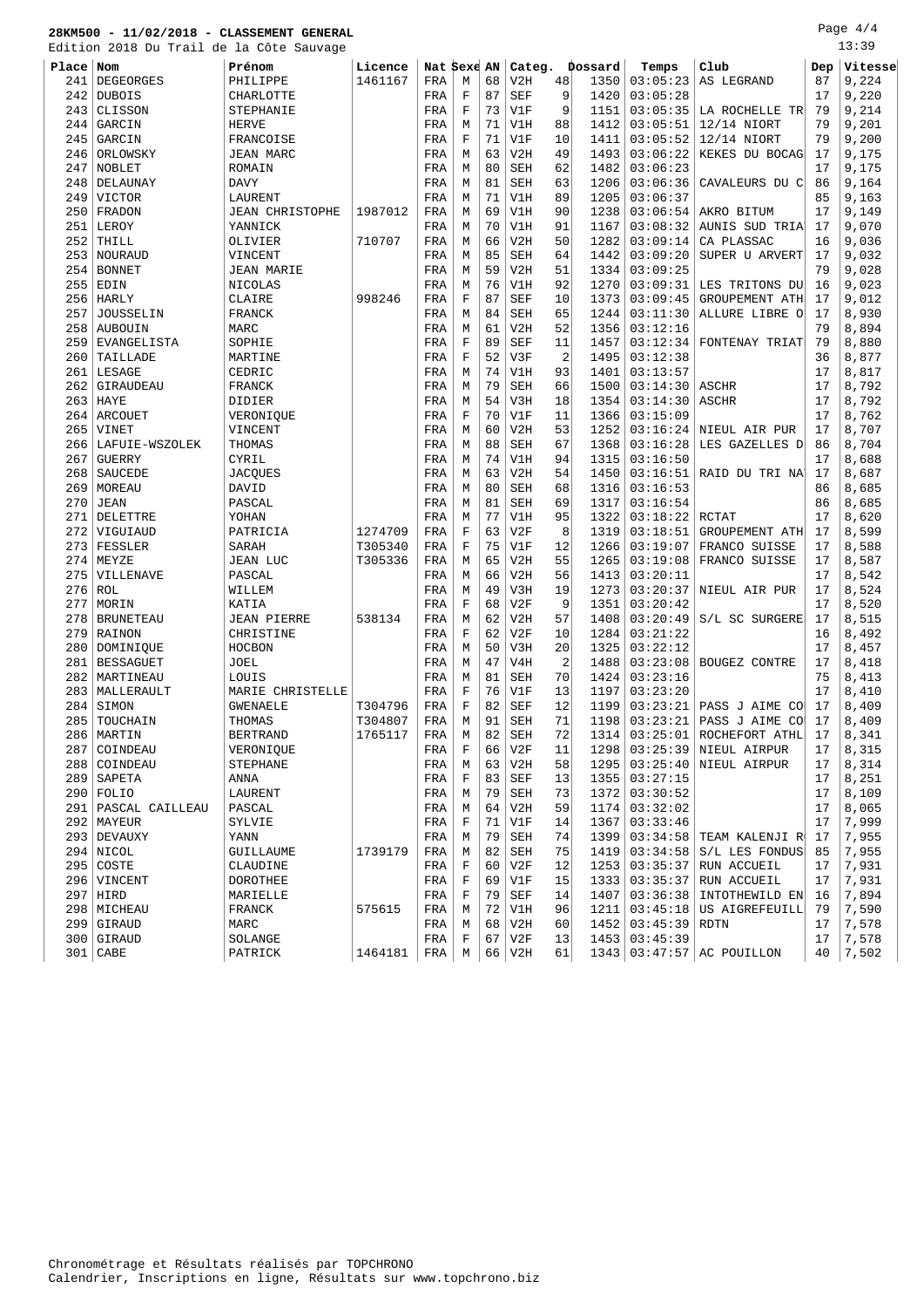**28KM500 - 11/02/2018 - CLASSEMENT GENERAL**

Edition 2018 Du Trail de la Côte Sauvage

| Place | Nom | Prénom | Licence | Nat | Sexe | AN | Categ. | | Dossard | Temps | Club | Dep | Vitesse |
|---|---|---|---|---|---|---|---|---|---|---|---|---|---|
| 241 | DEGEORGES | PHILIPPE | 1461167 | FRA | M | 68 | V2H | 48 | 1350 | 03:05:23 | AS LEGRAND | 87 | 9,224 |
| 242 | DUBOIS | CHARLOTTE | | FRA | F | 87 | SEF | 9 | 1420 | 03:05:28 | | 17 | 9,220 |
| 243 | CLISSON | STEPHANIE | | FRA | F | 73 | V1F | 9 | 1151 | 03:05:35 | LA ROCHELLE TR | 79 | 9,214 |
| 244 | GARCIN | HERVE | | FRA | M | 71 | V1H | 88 | 1412 | 03:05:51 | 12/14 NIORT | 79 | 9,201 |
| 245 | GARCIN | FRANCOISE | | FRA | F | 71 | V1F | 10 | 1411 | 03:05:52 | 12/14 NIORT | 79 | 9,200 |
| 246 | ORLOWSKY | JEAN MARC | | FRA | M | 63 | V2H | 49 | 1493 | 03:06:22 | KEKES DU BOCAG | 17 | 9,175 |
| 247 | NOBLET | ROMAIN | | FRA | M | 80 | SEH | 62 | 1482 | 03:06:23 | | 17 | 9,175 |
| 248 | DELAUNAY | DAVY | | FRA | M | 81 | SEH | 63 | 1206 | 03:06:36 | CAVALEURS DU C | 86 | 9,164 |
| 249 | VICTOR | LAURENT | | FRA | M | 71 | V1H | 89 | 1205 | 03:06:37 | | 85 | 9,163 |
| 250 | FRADON | JEAN CHRISTOPHE | 1987012 | FRA | M | 69 | V1H | 90 | 1238 | 03:06:54 | AKRO BITUM | 17 | 9,149 |
| 251 | LEROY | YANNICK | | FRA | M | 70 | V1H | 91 | 1167 | 03:08:32 | AUNIS SUD TRIA | 17 | 9,070 |
| 252 | THILL | OLIVIER | 710707 | FRA | M | 66 | V2H | 50 | 1282 | 03:09:14 | CA PLASSAC | 16 | 9,036 |
| 253 | NOURAUD | VINCENT | | FRA | M | 85 | SEH | 64 | 1442 | 03:09:20 | SUPER U ARVERT | 17 | 9,032 |
| 254 | BONNET | JEAN MARIE | | FRA | M | 59 | V2H | 51 | 1334 | 03:09:25 | | 79 | 9,028 |
| 255 | EDIN | NICOLAS | | FRA | M | 76 | V1H | 92 | 1270 | 03:09:31 | LES TRITONS DU | 16 | 9,023 |
| 256 | HARLY | CLAIRE | 998246 | FRA | F | 87 | SEF | 10 | 1373 | 03:09:45 | GROUPEMENT ATH | 17 | 9,012 |
| 257 | JOUSSELIN | FRANCK | | FRA | M | 84 | SEH | 65 | 1244 | 03:11:30 | ALLURE LIBRE O | 17 | 8,930 |
| 258 | AUBOUIN | MARC | | FRA | M | 61 | V2H | 52 | 1356 | 03:12:16 | | 79 | 8,894 |
| 259 | EVANGELISTA | SOPHIE | | FRA | F | 89 | SEF | 11 | 1457 | 03:12:34 | FONTENAY TRIAT | 79 | 8,880 |
| 260 | TAILLADE | MARTINE | | FRA | F | 52 | V3F | 2 | 1495 | 03:12:38 | | 36 | 8,877 |
| 261 | LESAGE | CEDRIC | | FRA | M | 74 | V1H | 93 | 1401 | 03:13:57 | | 17 | 8,817 |
| 262 | GIRAUDEAU | FRANCK | | FRA | M | 79 | SEH | 66 | 1500 | 03:14:30 | ASCHR | 17 | 8,792 |
| 263 | HAYE | DIDIER | | FRA | M | 54 | V3H | 18 | 1354 | 03:14:30 | ASCHR | 17 | 8,792 |
| 264 | ARCOUET | VERONIQUE | | FRA | F | 70 | V1F | 11 | 1366 | 03:15:09 | | 17 | 8,762 |
| 265 | VINET | VINCENT | | FRA | M | 60 | V2H | 53 | 1252 | 03:16:24 | NIEUL AIR PUR | 17 | 8,707 |
| 266 | LAFUIE-WSZOLEK | THOMAS | | FRA | M | 88 | SEH | 67 | 1368 | 03:16:28 | LES GAZELLES D | 86 | 8,704 |
| 267 | GUERRY | CYRIL | | FRA | M | 74 | V1H | 94 | 1315 | 03:16:50 | | 17 | 8,688 |
| 268 | SAUCEDE | JACQUES | | FRA | M | 63 | V2H | 54 | 1450 | 03:16:51 | RAID DU TRI NA | 17 | 8,687 |
| 269 | MOREAU | DAVID | | FRA | M | 80 | SEH | 68 | 1316 | 03:16:53 | | 86 | 8,685 |
| 270 | JEAN | PASCAL | | FRA | M | 81 | SEH | 69 | 1317 | 03:16:54 | | 86 | 8,685 |
| 271 | DELETTRE | YOHAN | | FRA | M | 77 | V1H | 95 | 1322 | 03:18:22 | RCTAT | 17 | 8,620 |
| 272 | VIGUIAUD | PATRICIA | 1274709 | FRA | F | 63 | V2F | 8 | 1319 | 03:18:51 | GROUPEMENT ATH | 17 | 8,599 |
| 273 | FESSLER | SARAH | T305340 | FRA | F | 75 | V1F | 12 | 1266 | 03:19:07 | FRANCO SUISSE | 17 | 8,588 |
| 274 | MEYZE | JEAN LUC | T305336 | FRA | M | 65 | V2H | 55 | 1265 | 03:19:08 | FRANCO SUISSE | 17 | 8,587 |
| 275 | VILLENAVE | PASCAL | | FRA | M | 66 | V2H | 56 | 1413 | 03:20:11 | | 17 | 8,542 |
| 276 | ROL | WILLEM | | FRA | M | 49 | V3H | 19 | 1273 | 03:20:37 | NIEUL AIR PUR | 17 | 8,524 |
| 277 | MORIN | KATIA | | FRA | F | 68 | V2F | 9 | 1351 | 03:20:42 | | 17 | 8,520 |
| 278 | BRUNETEAU | JEAN PIERRE | 538134 | FRA | M | 62 | V2H | 57 | 1408 | 03:20:49 | S/L SC SURGERE | 17 | 8,515 |
| 279 | RAINON | CHRISTINE | | FRA | F | 62 | V2F | 10 | 1284 | 03:21:22 | | 16 | 8,492 |
| 280 | DOMINIQUE | HOCBON | | FRA | M | 50 | V3H | 20 | 1325 | 03:22:12 | | 17 | 8,457 |
| 281 | BESSAGUET | JOEL | | FRA | M | 47 | V4H | 2 | 1488 | 03:23:08 | BOUGEZ CONTRE | 17 | 8,418 |
| 282 | MARTINEAU | LOUIS | | FRA | M | 81 | SEH | 70 | 1424 | 03:23:16 | | 75 | 8,413 |
| 283 | MALLERAULT | MARIE CHRISTELLE | | FRA | F | 76 | V1F | 13 | 1197 | 03:23:20 | | 17 | 8,410 |
| 284 | SIMON | GWENAELE | T304796 | FRA | F | 82 | SEF | 12 | 1199 | 03:23:21 | PASS J AIME CO | 17 | 8,409 |
| 285 | TOUCHAIN | THOMAS | T304807 | FRA | M | 91 | SEH | 71 | 1198 | 03:23:21 | PASS J AIME CO | 17 | 8,409 |
| 286 | MARTIN | BERTRAND | 1765117 | FRA | M | 82 | SEH | 72 | 1314 | 03:25:01 | ROCHEFORT ATHL | 17 | 8,341 |
| 287 | COINDEAU | VERONIQUE | | FRA | F | 66 | V2F | 11 | 1298 | 03:25:39 | NIEUL AIRPUR | 17 | 8,315 |
| 288 | COINDEAU | STEPHANE | | FRA | M | 63 | V2H | 58 | 1295 | 03:25:40 | NIEUL AIRPUR | 17 | 8,314 |
| 289 | SAPETA | ANNA | | FRA | F | 83 | SEF | 13 | 1355 | 03:27:15 | | 17 | 8,251 |
| 290 | FOLIO | LAURENT | | FRA | M | 79 | SEH | 73 | 1372 | 03:30:52 | | 17 | 8,109 |
| 291 | PASCAL CAILLEAU | PASCAL | | FRA | M | 64 | V2H | 59 | 1174 | 03:32:02 | | 17 | 8,065 |
| 292 | MAYEUR | SYLVIE | | FRA | F | 71 | V1F | 14 | 1367 | 03:33:46 | | 17 | 7,999 |
| 293 | DEVAUXY | YANN | | FRA | M | 79 | SEH | 74 | 1399 | 03:34:58 | TEAM KALENJI R | 17 | 7,955 |
| 294 | NICOL | GUILLAUME | 1739179 | FRA | M | 82 | SEH | 75 | 1419 | 03:34:58 | S/L LES FONDUS | 85 | 7,955 |
| 295 | COSTE | CLAUDINE | | FRA | F | 60 | V2F | 12 | 1253 | 03:35:37 | RUN ACCUEIL | 17 | 7,931 |
| 296 | VINCENT | DOROTHEE | | FRA | F | 69 | V1F | 15 | 1333 | 03:35:37 | RUN ACCUEIL | 17 | 7,931 |
| 297 | HIRD | MARIELLE | | FRA | F | 79 | SEF | 14 | 1407 | 03:36:38 | INTOTHEWILD EN | 16 | 7,894 |
| 298 | MICHEAU | FRANCK | 575615 | FRA | M | 72 | V1H | 96 | 1211 | 03:45:18 | US AIGREFEUILL | 79 | 7,590 |
| 299 | GIRAUD | MARC | | FRA | M | 68 | V2H | 60 | 1452 | 03:45:39 | RDTN | 17 | 7,578 |
| 300 | GIRAUD | SOLANGE | | FRA | F | 67 | V2F | 13 | 1453 | 03:45:39 | | 17 | 7,578 |
| 301 | CABE | PATRICK | 1464181 | FRA | M | 66 | V2H | 61 | 1343 | 03:47:57 | AC POUILLON | 40 | 7,502 |

Chronométrage et Résultats réalisés par TOPCHRONO
Calendrier, Inscriptions en ligne, Résultats sur www.topchrono.biz